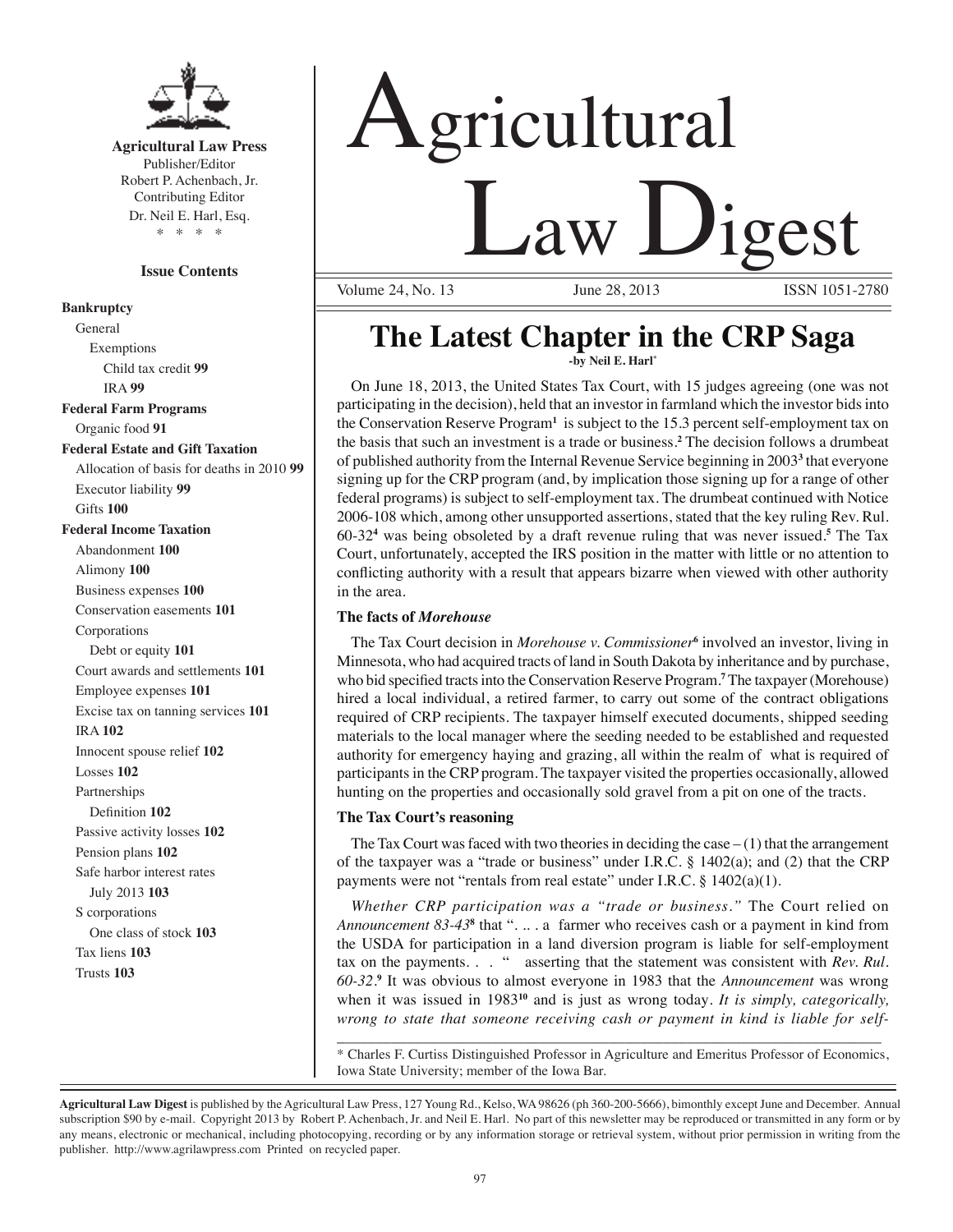**Agricultural Law Press**
Publisher/Editor
Robert P. Achenbach, Jr.
Contributing Editor
Dr. Neil E. Harl, Esq.
\* \* \* \*

**Issue Contents**

**Bankruptcy**
- General
  - Exemptions
    - Child tax credit **99**
    - IRA **99**

**Federal Farm Programs**
- Organic food **91**

**Federal Estate and Gift Taxation**
- Allocation of basis for deaths in 2010 **99**
- Executor liability **99**
- Gifts **100**

**Federal Income Taxation**
- Abandonment **100**
- Alimony **100**
- Business expenses **100**
- Conservation easements **101**
- Corporations
  - Debt or equity **101**
- Court awards and settlements **101**
- Employee expenses **101**
- Excise tax on tanning services **101**
- IRA **102**
- Innocent spouse relief **102**
- Losses **102**
- Partnerships
  - Definition **102**
- Passive activity losses **102**
- Pension plans **102**
- Safe harbor interest rates
  - July 2013 **103**
- S corporations
  - One class of stock **103**
- Tax liens **103**
- Trusts **103**

# Agricultural Law Digest

Volume 24, No. 13 June 28, 2013 ISSN 1051-2780

## The Latest Chapter in the CRP Saga

**-by Neil E. Harl\***

On June 18, 2013, the United States Tax Court, with 15 judges agreeing (one was not participating in the decision), held that an investor in farmland which the investor bids into the Conservation Reserve Program[1] is subject to the 15.3 percent self-employment tax on the basis that such an investment is a trade or business.[2] The decision follows a drumbeat of published authority from the Internal Revenue Service beginning in 2003[3] that everyone signing up for the CRP program (and, by implication those signing up for a range of other federal programs) is subject to self-employment tax. The drumbeat continued with Notice 2006-108 which, among other unsupported assertions, stated that the key ruling Rev. Rul. 60-32[4] was being obsoleted by a draft revenue ruling that was never issued.[5] The Tax Court, unfortunately, accepted the IRS position in the matter with little or no attention to conflicting authority with a result that appears bizarre when viewed with other authority in the area.

### The facts of *Morehouse*

The Tax Court decision in *Morehouse v. Commissioner*[6] involved an investor, living in Minnesota, who had acquired tracts of land in South Dakota by inheritance and by purchase, who bid specified tracts into the Conservation Reserve Program.[7] The taxpayer (Morehouse) hired a local individual, a retired farmer, to carry out some of the contract obligations required of CRP recipients. The taxpayer himself executed documents, shipped seeding materials to the local manager where the seeding needed to be established and requested authority for emergency haying and grazing, all within the realm of what is required of participants in the CRP program. The taxpayer visited the properties occasionally, allowed hunting on the properties and occasionally sold gravel from a pit on one of the tracts.

### The Tax Court's reasoning

The Tax Court was faced with two theories in deciding the case – (1) that the arrangement of the taxpayer was a "trade or business" under I.R.C. § 1402(a); and (2) that the CRP payments were not "rentals from real estate" under I.R.C. § 1402(a)(1).

*Whether CRP participation was a "trade or business."* The Court relied on *Announcement 83-43*[8] that ". .. . a farmer who receives cash or a payment in kind from the USDA for participation in a land diversion program is liable for self-employment tax on the payments. . . " asserting that the statement was consistent with *Rev. Rul. 60-32*.[9] It was obvious to almost everyone in 1983 that the *Announcement* was wrong when it was issued in 1983[10] and is just as wrong today. *It is simply, categorically, wrong to state that someone receiving cash or payment in kind is liable for self-*

---

\* Charles F. Curtiss Distinguished Professor in Agriculture and Emeritus Professor of Economics, Iowa State University; member of the Iowa Bar.

**Agricultural Law Digest** is published by the Agricultural Law Press, 127 Young Rd., Kelso, WA 98626 (ph 360-200-5666), bimonthly except June and December. Annual subscription $90 by e-mail. Copyright 2013 by Robert P. Achenbach, Jr. and Neil E. Harl. No part of this newsletter may be reproduced or transmitted in any form or by any means, electronic or mechanical, including photocopying, recording or by any information storage or retrieval system, without prior permission in writing from the publisher. http://www.agrilawpress.com Printed on recycled paper.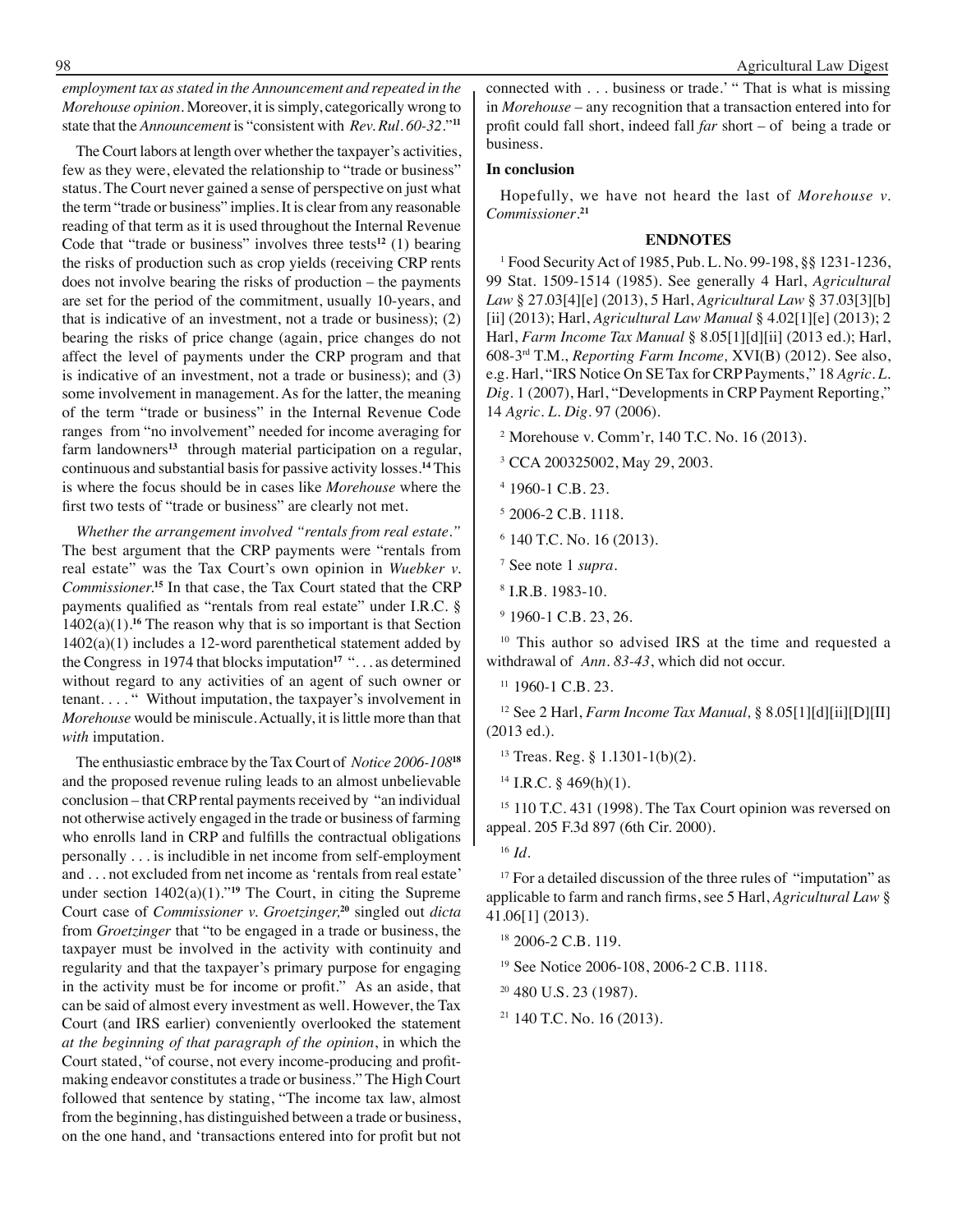*employment tax as stated in the Announcement and repeated in the Morehouse opinion.* Moreover, it is simply, categorically wrong to state that the *Announcement* is "consistent with *Rev. Rul. 60-32*."[11]

The Court labors at length over whether the taxpayer's activities, few as they were, elevated the relationship to "trade or business" status. The Court never gained a sense of perspective on just what the term "trade or business" implies. It is clear from any reasonable reading of that term as it is used throughout the Internal Revenue Code that "trade or business" involves three tests[12] (1) bearing the risks of production such as crop yields (receiving CRP rents does not involve bearing the risks of production – the payments are set for the period of the commitment, usually 10-years, and that is indicative of an investment, not a trade or business); (2) bearing the risks of price change (again, price changes do not affect the level of payments under the CRP program and that is indicative of an investment, not a trade or business); and (3) some involvement in management. As for the latter, the meaning of the term "trade or business" in the Internal Revenue Code ranges from "no involvement" needed for income averaging for farm landowners[13] through material participation on a regular, continuous and substantial basis for passive activity losses.[14] This is where the focus should be in cases like *Morehouse* where the first two tests of "trade or business" are clearly not met.

*Whether the arrangement involved "rentals from real estate."* The best argument that the CRP payments were "rentals from real estate" was the Tax Court's own opinion in *Wuebker v. Commissioner*.[15] In that case, the Tax Court stated that the CRP payments qualified as "rentals from real estate" under I.R.C. § 1402(a)(1).[16] The reason why that is so important is that Section 1402(a)(1) includes a 12-word parenthetical statement added by the Congress in 1974 that blocks imputation[17] ". . . as determined without regard to any activities of an agent of such owner or tenant. . . . " Without imputation, the taxpayer's involvement in *Morehouse* would be miniscule. Actually, it is little more than that *with* imputation.

The enthusiastic embrace by the Tax Court of *Notice 2006-108*[18] and the proposed revenue ruling leads to an almost unbelievable conclusion – that CRP rental payments received by "an individual not otherwise actively engaged in the trade or business of farming who enrolls land in CRP and fulfills the contractual obligations personally . . . is includible in net income from self-employment and . . . not excluded from net income as 'rentals from real estate' under section 1402(a)(1)."[19] The Court, in citing the Supreme Court case of *Commissioner v. Groetzinger,*[20] singled out *dicta* from *Groetzinger* that "to be engaged in a trade or business, the taxpayer must be involved in the activity with continuity and regularity and that the taxpayer's primary purpose for engaging in the activity must be for income or profit." As an aside, that can be said of almost every investment as well. However, the Tax Court (and IRS earlier) conveniently overlooked the statement *at the beginning of that paragraph of the opinion*, in which the Court stated, "of course, not every income-producing and profit-making endeavor constitutes a trade or business." The High Court followed that sentence by stating, "The income tax law, almost from the beginning, has distinguished between a trade or business, on the one hand, and 'transactions entered into for profit but not connected with . . . business or trade.' " That is what is missing in *Morehouse* – any recognition that a transaction entered into for profit could fall short, indeed fall *far* short – of being a trade or business.

**In conclusion**

Hopefully, we have not heard the last of *Morehouse v. Commissioner*.[21]

## ENDNOTES

[1] Food Security Act of 1985, Pub. L. No. 99-198, §§ 1231-1236, 99 Stat. 1509-1514 (1985). See generally 4 Harl, *Agricultural Law* § 27.03[4][e] (2013), 5 Harl, *Agricultural Law* § 37.03[3][b][ii] (2013); Harl, *Agricultural Law Manual* § 4.02[1][e] (2013); 2 Harl, *Farm Income Tax Manual* § 8.05[1][d][ii] (2013 ed.); Harl, 608-3rd T.M., *Reporting Farm Income,* XVI(B) (2012). See also, e.g. Harl, "IRS Notice On SE Tax for CRP Payments," 18 *Agric. L. Dig.* 1 (2007), Harl, "Developments in CRP Payment Reporting," 14 *Agric. L. Dig.* 97 (2006).

[2] Morehouse v. Comm'r, 140 T.C. No. 16 (2013).

[3] CCA 200325002, May 29, 2003.

[4] 1960-1 C.B. 23.

[5] 2006-2 C.B. 1118.

[6] 140 T.C. No. 16 (2013).

[7] See note 1 *supra*.

[8] I.R.B. 1983-10.

[9] 1960-1 C.B. 23, 26.

[10] This author so advised IRS at the time and requested a withdrawal of *Ann. 83-43*, which did not occur.

[11] 1960-1 C.B. 23.

[12] See 2 Harl, *Farm Income Tax Manual,* § 8.05[1][d][ii][D][II] (2013 ed.).

[13] Treas. Reg. § 1.1301-1(b)(2).

[14] I.R.C. § 469(h)(1).

[15] 110 T.C. 431 (1998). The Tax Court opinion was reversed on appeal. 205 F.3d 897 (6th Cir. 2000).

[16] *Id.*

[17] For a detailed discussion of the three rules of "imputation" as applicable to farm and ranch firms, see 5 Harl, *Agricultural Law* § 41.06[1] (2013).

[18] 2006-2 C.B. 119.

[19] See Notice 2006-108, 2006-2 C.B. 1118.

[20] 480 U.S. 23 (1987).

[21] 140 T.C. No. 16 (2013).